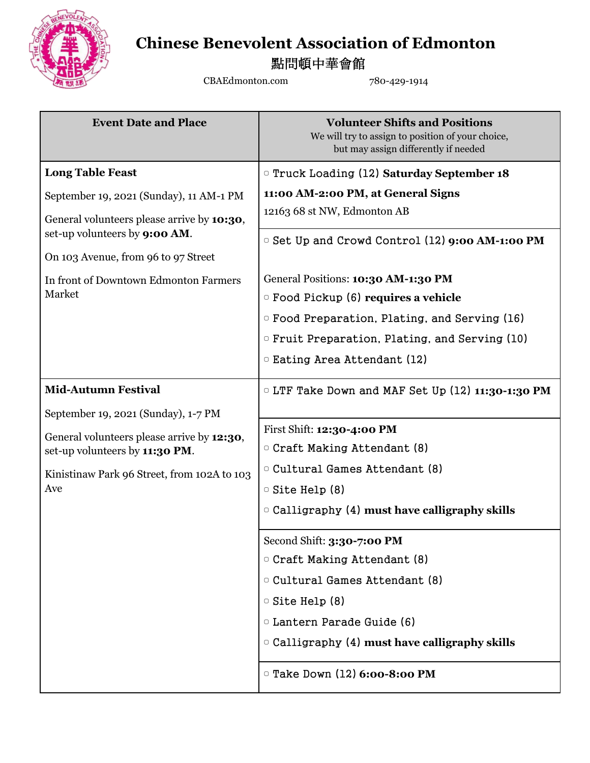# Chinese Benevolent Association of Edmonton

## 點問頓中華會館

CBAEdmonton.com 780-429-1914

| Event Date and Place | Volunteer Shifts and Positions<br>We will try to assign to position of your choice, but may assign differently if needed |
|---|---|
| **Long Table Feast**<br><br>September 19, 2021 (Sunday), 11 AM-1 PM<br><br>General volunteers please arrive by **10:30**, set-up volunteers by **9:00 AM**.<br><br>On 103 Avenue, from 96 to 97 Street<br><br>In front of Downtown Edmonton Farmers Market | ▢ Truck Loading (12) **Saturday September 18 11:00 AM-2:00 PM, at General Signs** 12163 68 st NW, Edmonton AB |
| | ▢ Set Up and Crowd Control (12) **9:00 AM-1:00 PM**<br><br>General Positions: **10:30 AM-1:30 PM**<br>▢ Food Pickup (6) **requires a vehicle**<br>▢ Food Preparation, Plating, and Serving (16)<br>▢ Fruit Preparation, Plating, and Serving (10)<br>▢ Eating Area Attendant (12) |
| **Mid-Autumn Festival**<br><br>September 19, 2021 (Sunday), 1-7 PM<br><br>General volunteers please arrive by **12:30**, set-up volunteers by **11:30 PM**.<br><br>Kinistinaw Park 96 Street, from 102A to 103 Ave | ▢ LTF Take Down and MAF Set Up (12) **11:30-1:30 PM** |
| | First Shift: **12:30-4:00 PM**<br>▢ Craft Making Attendant (8)<br>▢ Cultural Games Attendant (8)<br>▢ Site Help (8)<br>▢ Calligraphy (4) **must have calligraphy skills** |
| | Second Shift: **3:30-7:00 PM**<br>▢ Craft Making Attendant (8)<br>▢ Cultural Games Attendant (8)<br>▢ Site Help (8)<br>▢ Lantern Parade Guide (6)<br>▢ Calligraphy (4) **must have calligraphy skills** |
| | ▢ Take Down (12) **6:00-8:00 PM** |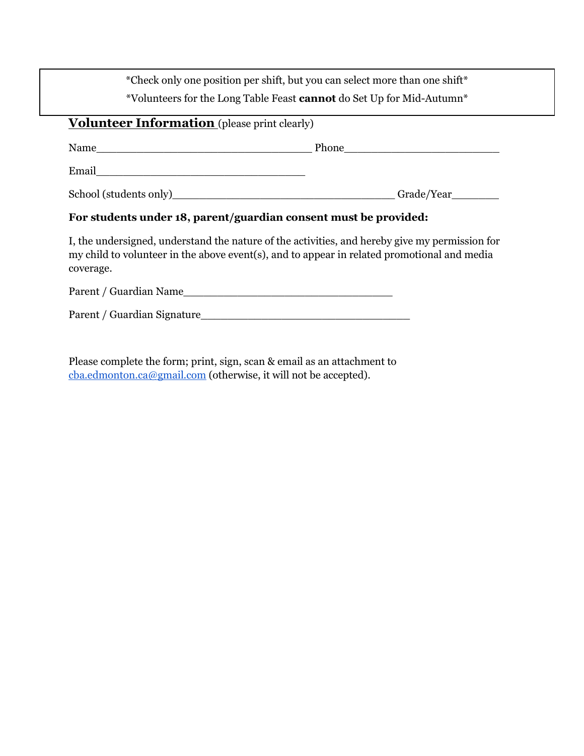*Check only one position per shift, but you can select more than one shift*

*Volunteers for the Long Table Feast **cannot** do Set Up for Mid-Autumn*

## Volunteer Information (please print clearly)

Name_________________________________ Phone________________________

Email________________________________

School (students only)___________________________________ Grade/Year_______

**For students under 18, parent/guardian consent must be provided:**

I, the undersigned, understand the nature of the activities, and hereby give my permission for my child to volunteer in the above event(s), and to appear in related promotional and media coverage.

Parent / Guardian Name________________________________

Parent / Guardian Signature________________________________

Please complete the form; print, sign, scan & email as an attachment to cba.edmonton.ca@gmail.com (otherwise, it will not be accepted).